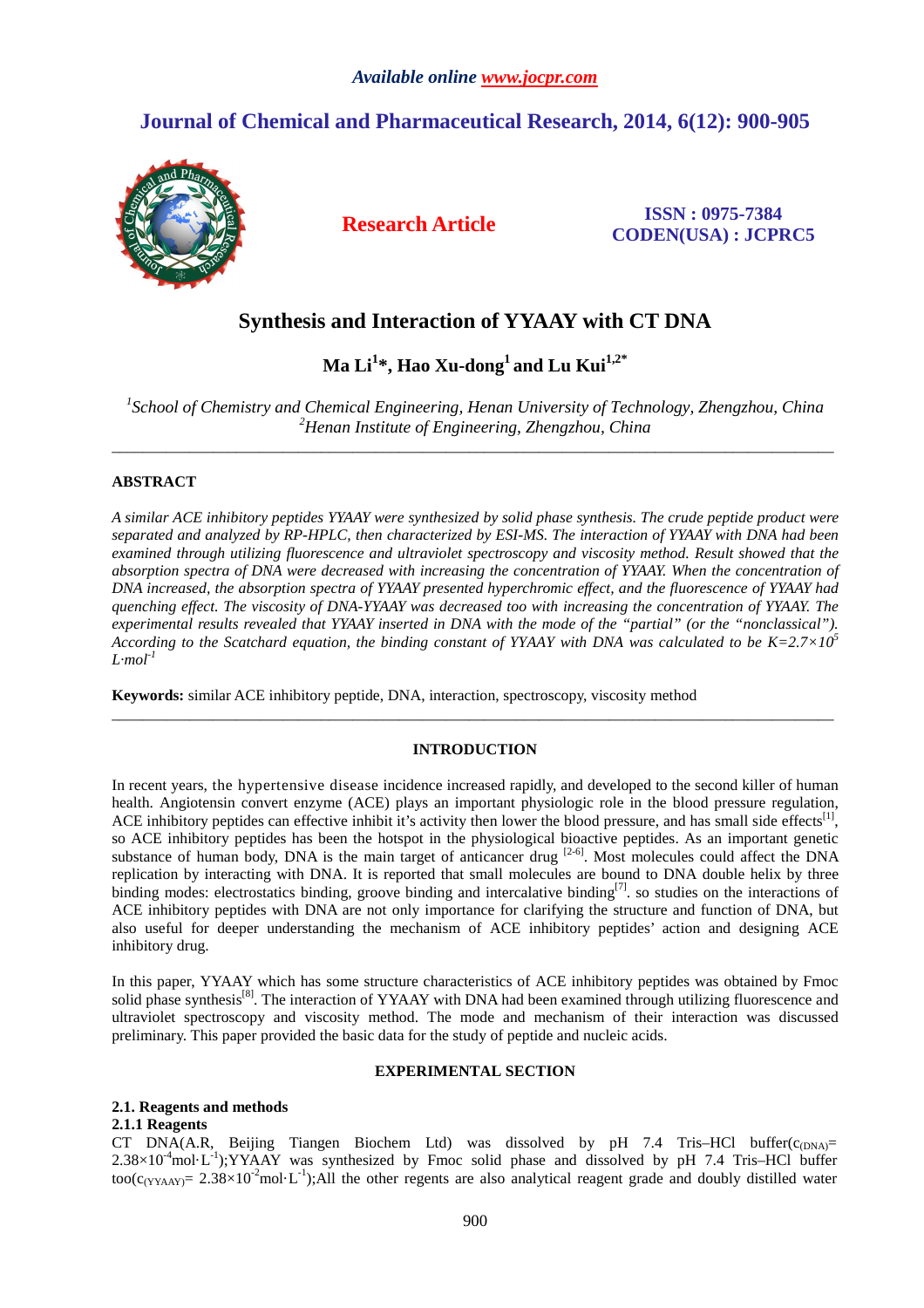*Available online www.jocpr.com*

## Journal of Chemical and Pharmaceutical Research, 2014, 6(12): 900-905

**Research Article**

**ISSN : 0975-7384**
**CODEN(USA) : JCPRC5**

# Synthesis and Interaction of YYAAY with CT DNA

**Ma Li[1]\*, Hao Xu-dong[1] and Lu Kui[1,2\*]**

[1]*School of Chemistry and Chemical Engineering, Henan University of Technology, Zhengzhou, China*
[2]*Henan Institute of Engineering, Zhengzhou, China*

---

## ABSTRACT

*A similar ACE inhibitory peptides YYAAY were synthesized by solid phase synthesis. The crude peptide product were separated and analyzed by RP-HPLC, then characterized by ESI-MS. The interaction of YYAAY with DNA had been examined through utilizing fluorescence and ultraviolet spectroscopy and viscosity method. Result showed that the absorption spectra of DNA were decreased with increasing the concentration of YYAAY. When the concentration of DNA increased, the absorption spectra of YYAAY presented hyperchromic effect, and the fluorescence of YYAAY had quenching effect. The viscosity of DNA-YYAAY was decreased too with increasing the concentration of YYAAY. The experimental results revealed that YYAAY inserted in DNA with the mode of the "partial" (or the "nonclassical"). According to the Scatchard equation, the binding constant of YYAAY with DNA was calculated to be $K=2.7\times10^5$ $L\cdot mol^{-1}$*

**Keywords:** similar ACE inhibitory peptide, DNA, interaction, spectroscopy, viscosity method

---

## INTRODUCTION

In recent years, the hypertensive disease incidence increased rapidly, and developed to the second killer of human health. Angiotensin convert enzyme (ACE) plays an important physiologic role in the blood pressure regulation, ACE inhibitory peptides can effective inhibit it's activity then lower the blood pressure, and has small side effects[1], so ACE inhibitory peptides has been the hotspot in the physiological bioactive peptides. As an important genetic substance of human body, DNA is the main target of anticancer drug [2-6]. Most molecules could affect the DNA replication by interacting with DNA. It is reported that small molecules are bound to DNA double helix by three binding modes: electrostatics binding, groove binding and intercalative binding[7]. so studies on the interactions of ACE inhibitory peptides with DNA are not only importance for clarifying the structure and function of DNA, but also useful for deeper understanding the mechanism of ACE inhibitory peptides' action and designing ACE inhibitory drug.

In this paper, YYAAY which has some structure characteristics of ACE inhibitory peptides was obtained by Fmoc solid phase synthesis[8]. The interaction of YYAAY with DNA had been examined through utilizing fluorescence and ultraviolet spectroscopy and viscosity method. The mode and mechanism of their interaction was discussed preliminary. This paper provided the basic data for the study of peptide and nucleic acids.

## EXPERIMENTAL SECTION

### 2.1. Reagents and methods

#### 2.1.1 Reagents

CT DNA(A.R, Beijing Tiangen Biochem Ltd) was dissolved by pH 7.4 Tris–HCl buffer($c_{(DNA)}=2.38\times10^{-4} mol\cdot L^{-1}$);YYAAY was synthesized by Fmoc solid phase and dissolved by pH 7.4 Tris–HCl buffer too($c_{(YYAAY)}= 2.38\times10^{-2} mol\cdot L^{-1}$);All the other regents are also analytical reagent grade and doubly distilled water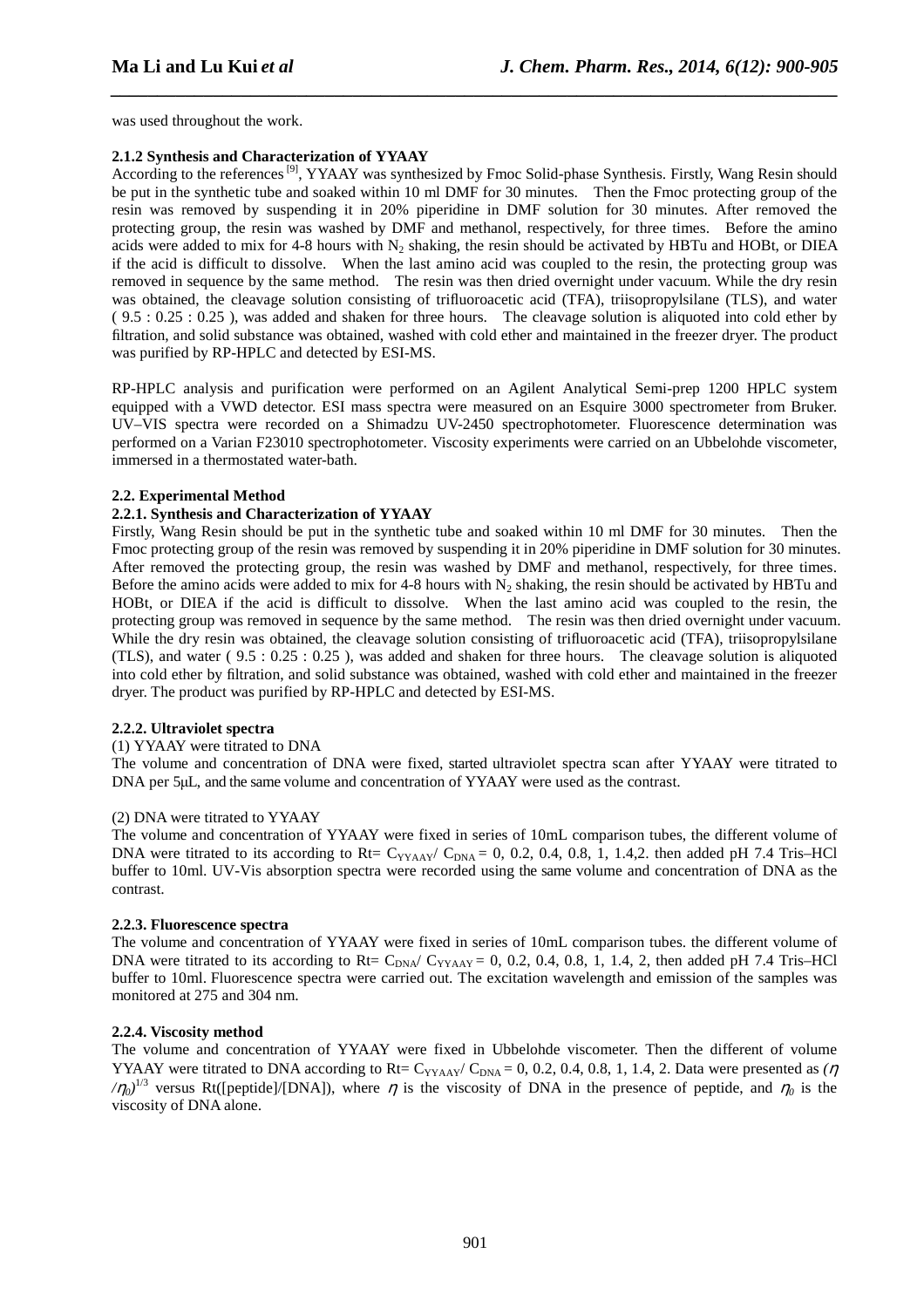was used throughout the work.

**2.1.2 Synthesis and Characterization of YYAAY**

According to the references [9], YYAAY was synthesized by Fmoc Solid-phase Synthesis. Firstly, Wang Resin should be put in the synthetic tube and soaked within 10 ml DMF for 30 minutes. Then the Fmoc protecting group of the resin was removed by suspending it in 20% piperidine in DMF solution for 30 minutes. After removed the protecting group, the resin was washed by DMF and methanol, respectively, for three times. Before the amino acids were added to mix for 4-8 hours with $N_2$ shaking, the resin should be activated by HBTu and HOBt, or DIEA if the acid is difficult to dissolve. When the last amino acid was coupled to the resin, the protecting group was removed in sequence by the same method. The resin was then dried overnight under vacuum. While the dry resin was obtained, the cleavage solution consisting of trifluoroacetic acid (TFA), triisopropylsilane (TLS), and water ( 9.5 : 0.25 : 0.25 ), was added and shaken for three hours. The cleavage solution is aliquoted into cold ether by filtration, and solid substance was obtained, washed with cold ether and maintained in the freezer dryer. The product was purified by RP-HPLC and detected by ESI-MS.

RP-HPLC analysis and purification were performed on an Agilent Analytical Semi-prep 1200 HPLC system equipped with a VWD detector. ESI mass spectra were measured on an Esquire 3000 spectrometer from Bruker. UV–VIS spectra were recorded on a Shimadzu UV-2450 spectrophotometer. Fluorescence determination was performed on a Varian F23010 spectrophotometer. Viscosity experiments were carried on an Ubbelohde viscometer, immersed in a thermostated water-bath.

**2.2. Experimental Method**

**2.2.1. Synthesis and Characterization of YYAAY**

Firstly, Wang Resin should be put in the synthetic tube and soaked within 10 ml DMF for 30 minutes. Then the Fmoc protecting group of the resin was removed by suspending it in 20% piperidine in DMF solution for 30 minutes. After removed the protecting group, the resin was washed by DMF and methanol, respectively, for three times. Before the amino acids were added to mix for 4-8 hours with $N_2$ shaking, the resin should be activated by HBTu and HOBt, or DIEA if the acid is difficult to dissolve. When the last amino acid was coupled to the resin, the protecting group was removed in sequence by the same method. The resin was then dried overnight under vacuum. While the dry resin was obtained, the cleavage solution consisting of trifluoroacetic acid (TFA), triisopropylsilane (TLS), and water ( 9.5 : 0.25 : 0.25 ), was added and shaken for three hours. The cleavage solution is aliquoted into cold ether by filtration, and solid substance was obtained, washed with cold ether and maintained in the freezer dryer. The product was purified by RP-HPLC and detected by ESI-MS.

**2.2.2. Ultraviolet spectra**

(1) YYAAY were titrated to DNA

The volume and concentration of DNA were fixed, started ultraviolet spectra scan after YYAAY were titrated to DNA per 5μL, and the same volume and concentration of YYAAY were used as the contrast.

(2) DNA were titrated to YYAAY

The volume and concentration of YYAAY were fixed in series of 10mL comparison tubes, the different volume of DNA were titrated to its according to Rt= $C_{YYAAY}/ C_{DNA}$ = 0, 0.2, 0.4, 0.8, 1, 1.4,2. then added pH 7.4 Tris–HCl buffer to 10ml. UV-Vis absorption spectra were recorded using the same volume and concentration of DNA as the contrast.

**2.2.3. Fluorescence spectra**

The volume and concentration of YYAAY were fixed in series of 10mL comparison tubes. the different volume of DNA were titrated to its according to Rt= $C_{DNA}/ C_{YYAAY}$ = 0, 0.2, 0.4, 0.8, 1, 1.4, 2, then added pH 7.4 Tris–HCl buffer to 10ml. Fluorescence spectra were carried out. The excitation wavelength and emission of the samples was monitored at 275 and 304 nm.

**2.2.4. Viscosity method**

The volume and concentration of YYAAY were fixed in Ubbelohde viscometer. Then the different of volume YYAAY were titrated to DNA according to Rt= $C_{YYAAY}/ C_{DNA}$ = 0, 0.2, 0.4, 0.8, 1, 1.4, 2. Data were presented as $(\eta/\eta_0)^{1/3}$ versus Rt([peptide]/[DNA]), where $\eta$ is the viscosity of DNA in the presence of peptide, and $\eta_0$ is the viscosity of DNA alone.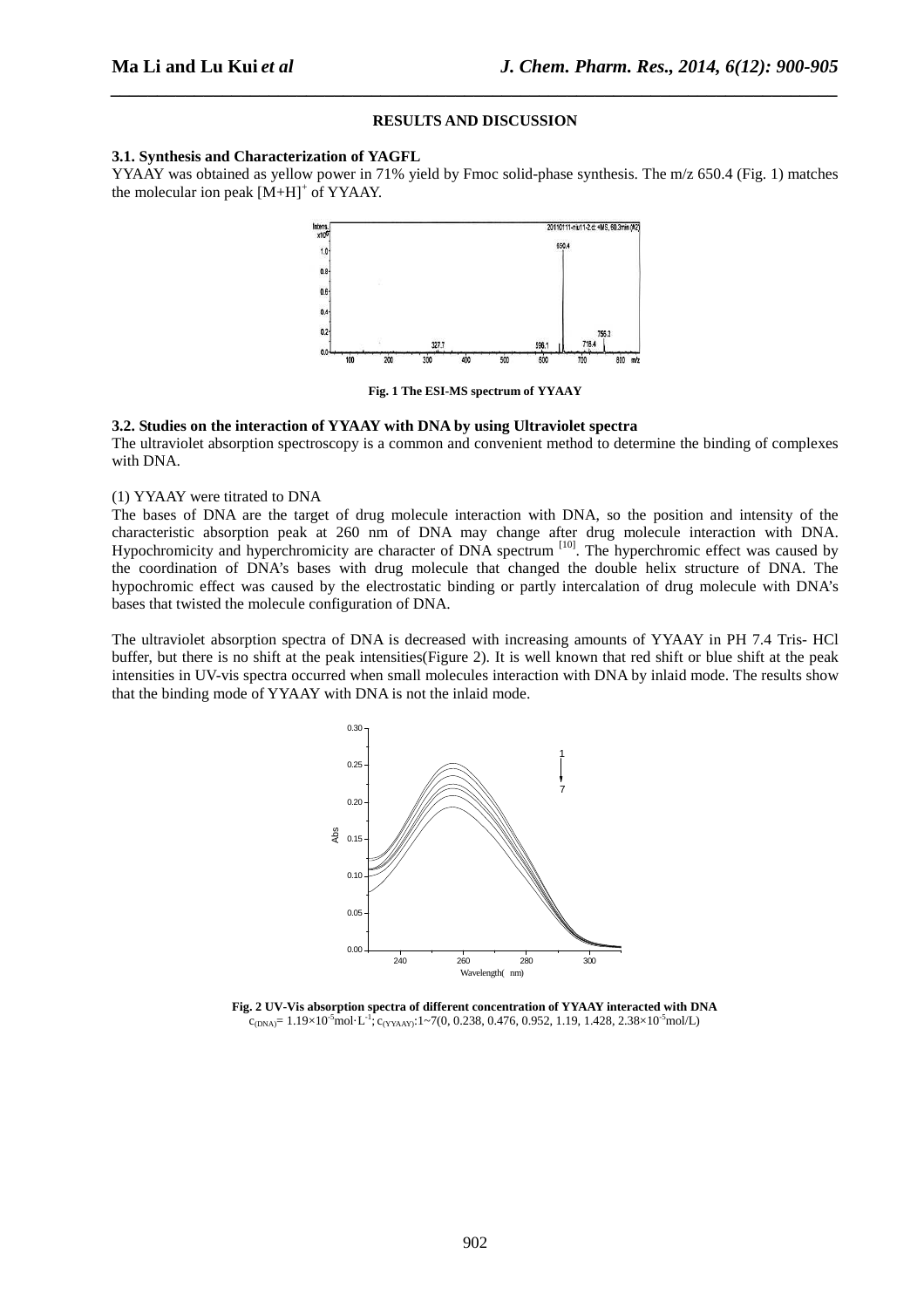## RESULTS AND DISCUSSION

### 3.1. Synthesis and Characterization of YAGFL

YYAAY was obtained as yellow power in 71% yield by Fmoc solid-phase synthesis. The m/z 650.4 (Fig. 1) matches the molecular ion peak $[M+H]^+$ of YYAAY.

**Fig. 1 The ESI-MS spectrum of YYAAY**

### 3.2. Studies on the interaction of YYAAY with DNA by using Ultraviolet spectra

The ultraviolet absorption spectroscopy is a common and convenient method to determine the binding of complexes with DNA.

(1) YYAAY were titrated to DNA

The bases of DNA are the target of drug molecule interaction with DNA, so the position and intensity of the characteristic absorption peak at 260 nm of DNA may change after drug molecule interaction with DNA. Hypochromicity and hyperchromicity are character of DNA spectrum [10]. The hyperchromic effect was caused by the coordination of DNA's bases with drug molecule that changed the double helix structure of DNA. The hypochromic effect was caused by the electrostatic binding or partly intercalation of drug molecule with DNA's bases that twisted the molecule configuration of DNA.

The ultraviolet absorption spectra of DNA is decreased with increasing amounts of YYAAY in PH 7.4 Tris- HCl buffer, but there is no shift at the peak intensities(Figure 2). It is well known that red shift or blue shift at the peak intensities in UV-vis spectra occurred when small molecules interaction with DNA by inlaid mode. The results show that the binding mode of YYAAY with DNA is not the inlaid mode.

**Fig. 2 UV-Vis absorption spectra of different concentration of YYAAY interacted with DNA**
$c_{(DNA)} = 1.19\times10^{-5} mol\cdot L^{-1}$; $c_{(YYAAY)}$:1~7(0, 0.238, 0.476, 0.952, 1.19, 1.428, $2.38\times10^{-5}$mol/L)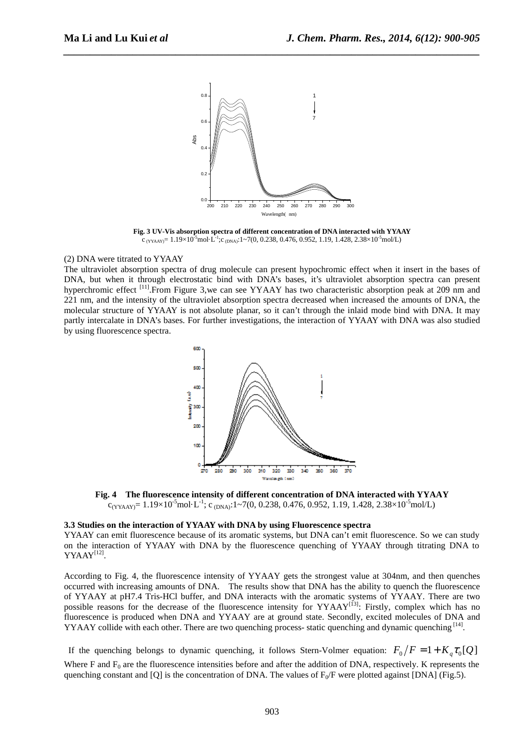Fig. 3 UV-Vis absorption spectra of different concentration of DNA interacted with YYAAY

$c_{(YYAAY)} = 1.19\times10^{-5}$mol·L$^{-1}$;$c_{(DNA)}$:1~7(0, 0.238, 0.476, 0.952, 1.19, 1.428, 2.38×$10^{-5}$mol/L)

(2) DNA were titrated to YYAAY

The ultraviolet absorption spectra of drug molecule can present hypochromic effect when it insert in the bases of DNA, but when it through electrostatic bind with DNA's bases, it's ultraviolet absorption spectra can present hyperchromic effect [11].From Figure 3,we can see YYAAY has two characteristic absorption peak at 209 nm and 221 nm, and the intensity of the ultraviolet absorption spectra decreased when increased the amounts of DNA, the molecular structure of YYAAY is not absolute planar, so it can't through the inlaid mode bind with DNA. It may partly intercalate in DNA's bases. For further investigations, the interaction of YYAAY with DNA was also studied by using fluorescence spectra.

**Fig. 4 The fluorescence intensity of different concentration of DNA interacted with YYAAY**

$c_{(YYAAY)} = 1.19\times10^{-5}$mol·L$^{-1}$; $c_{(DNA)}$:1~7(0, 0.238, 0.476, 0.952, 1.19, 1.428, 2.38×$10^{-5}$mol/L)

### 3.3 Studies on the interaction of YYAAY with DNA by using Fluorescence spectra

YYAAY can emit fluorescence because of its aromatic systems, but DNA can't emit fluorescence. So we can study on the interaction of YYAAY with DNA by the fluorescence quenching of YYAAY through titrating DNA to YYAAY[12].

According to Fig. 4, the fluorescence intensity of YYAAY gets the strongest value at 304nm, and then quenches occurred with increasing amounts of DNA. The results show that DNA has the ability to quench the fluorescence of YYAAY at pH7.4 Tris-HCl buffer, and DNA interacts with the aromatic systems of YYAAY. There are two possible reasons for the decrease of the fluorescence intensity for YYAAY[13]: Firstly, complex which has no fluorescence is produced when DNA and YYAAY are at ground state. Secondly, excited molecules of DNA and YYAAY collide with each other. There are two quenching process- static quenching and dynamic quenching [14].

If the quenching belongs to dynamic quenching, it follows Stern-Volmer equation: $F_0/F = 1 + K_q\tau_0[Q]$

Where F and $F_0$ are the fluorescence intensities before and after the addition of DNA, respectively. K represents the quenching constant and [Q] is the concentration of DNA. The values of $F_0/F$ were plotted against [DNA] (Fig.5).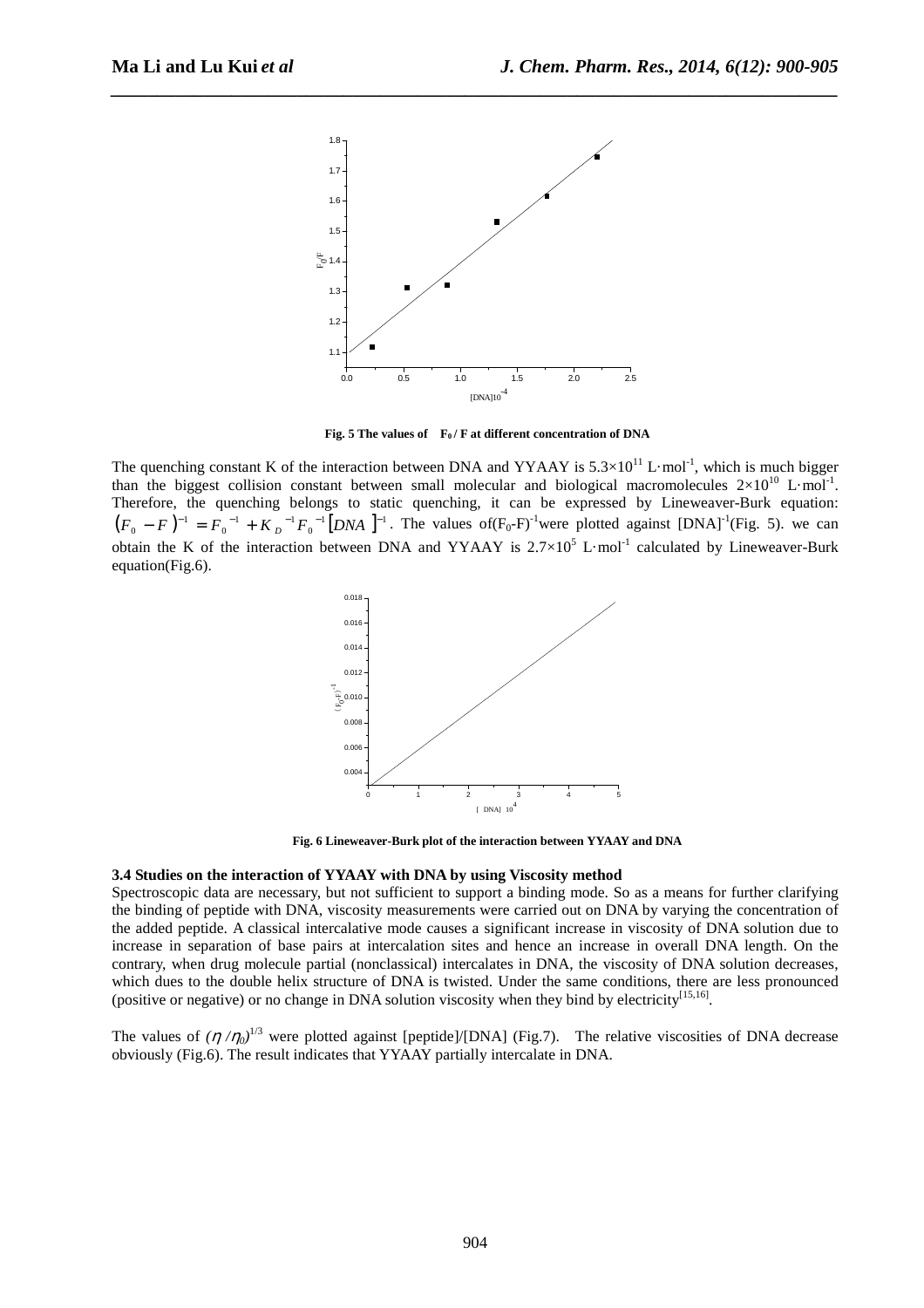Fig. 5 The values of $F_0 / F$ at different concentration of DNA

The quenching constant K of the interaction between DNA and YYAAY is $5.3\times10^{11}$ L·mol$^{-1}$, which is much bigger than the biggest collision constant between small molecular and biological macromolecules $2\times10^{10}$ L·mol$^{-1}$. Therefore, the quenching belongs to static quenching, it can be expressed by Lineweaver-Burk equation: $(F_0 - F)^{-1} = F_0^{-1} + K_D^{-1} F_0^{-1} [DNA]^{-1}$. The values of$(F_0\text{-}F)^{-1}$were plotted against $[DNA]^{-1}$(Fig. 5). we can obtain the K of the interaction between DNA and YYAAY is $2.7\times10^{5}$ L·mol$^{-1}$ calculated by Lineweaver-Burk equation(Fig.6).

Fig. 6 Lineweaver-Burk plot of the interaction between YYAAY and DNA

### 3.4 Studies on the interaction of YYAAY with DNA by using Viscosity method

Spectroscopic data are necessary, but not sufficient to support a binding mode. So as a means for further clarifying the binding of peptide with DNA, viscosity measurements were carried out on DNA by varying the concentration of the added peptide. A classical intercalative mode causes a significant increase in viscosity of DNA solution due to increase in separation of base pairs at intercalation sites and hence an increase in overall DNA length. On the contrary, when drug molecule partial (nonclassical) intercalates in DNA, the viscosity of DNA solution decreases, which dues to the double helix structure of DNA is twisted. Under the same conditions, there are less pronounced (positive or negative) or no change in DNA solution viscosity when they bind by electricity[15,16].

The values of $(\eta / \eta_0)^{1/3}$ were plotted against [peptide]/[DNA] (Fig.7). The relative viscosities of DNA decrease obviously (Fig.6). The result indicates that YYAAY partially intercalate in DNA.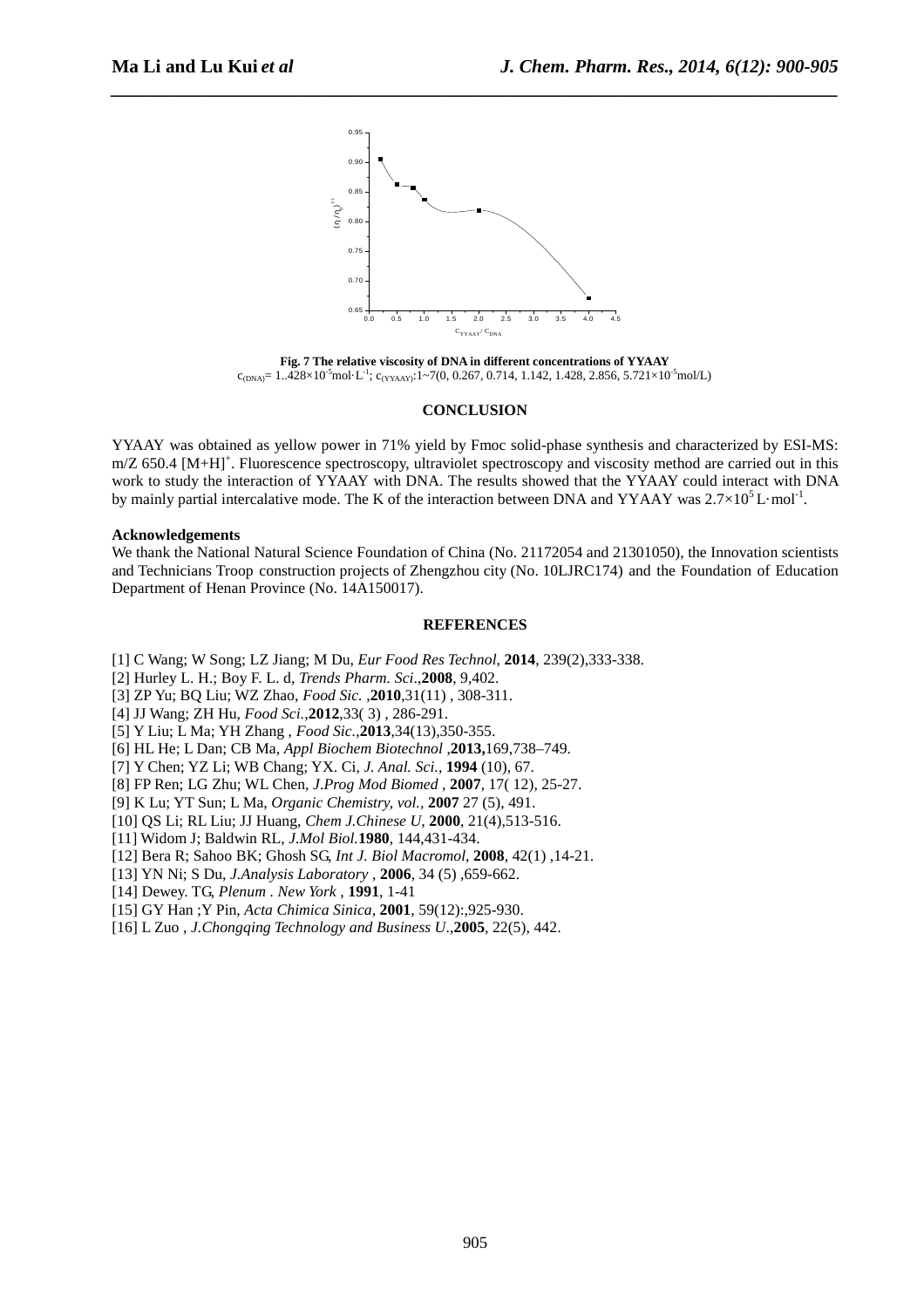0.95
0.90
0.85
0.80
0.75
0.70
0.65
$(\eta/\eta_0)^{1/3}$
0.0 0.5 1.0 1.5 2.0 2.5 3.0 3.5 4.0 4.5
$C_{YYAAY}/C_{DNA}$

**Fig. 7 The relative viscosity of DNA in different concentrations of YYAAY**
$c_{(DNA)}$= 1..428×$10^{-5}$mol·$L^{-1}$; $c_{(YYAAY)}$:1~7(0, 0.267, 0.714, 1.142, 1.428, 2.856, 5.721×$10^{-5}$mol/L)

## CONCLUSION

YYAAY was obtained as yellow power in 71% yield by Fmoc solid-phase synthesis and characterized by ESI-MS: m/Z 650.4 $[M+H]^+$. Fluorescence spectroscopy, ultraviolet spectroscopy and viscosity method are carried out in this work to study the interaction of YYAAY with DNA. The results showed that the YYAAY could interact with DNA by mainly partial intercalative mode. The K of the interaction between DNA and YYAAY was $2.7\times10^5$ L·$mol^{-1}$.

**Acknowledgements**

We thank the National Natural Science Foundation of China (No. 21172054 and 21301050), the Innovation scientists and Technicians Troop construction projects of Zhengzhou city (No. 10LJRC174) and the Foundation of Education Department of Henan Province (No. 14A150017).

## REFERENCES

[1] C Wang; W Song; LZ Jiang; M Du, *Eur Food Res Technol*, **2014**, 239(2),333-338.
[2] Hurley L. H.; Boy F. L. d, *Trends Pharm. Sci*.,**2008**, 9,402.
[3] ZP Yu; BQ Liu; WZ Zhao, *Food Sic.* ,**2010**,31(11) , 308-311.
[4] JJ Wang; ZH Hu, *Food Sci.*,**2012**,33( 3) , 286-291.
[5] Y Liu; L Ma; YH Zhang , *Food Sic.*,**2013**,34(13),350-355.
[6] HL He; L Dan; CB Ma, *Appl Biochem Biotechnol* ,**2013,**169,738–749.
[7] Y Chen; YZ Li; WB Chang; YX. Ci, *J. Anal. Sci.*, **1994** (10), 67.
[8] FP Ren; LG Zhu; WL Chen, *J.Prog Mod Biomed* , **2007**, 17( 12), 25-27.
[9] K Lu; YT Sun; L Ma, *Organic Chemistry, vol.,* **2007** 27 (5), 491.
[10] QS Li; RL Liu; JJ Huang, *Chem J.Chinese U*, **2000**, 21(4),513-516.
[11] Widom J; Baldwin RL, *J.Mol Biol.***1980**, 144,431-434.
[12] Bera R; Sahoo BK; Ghosh SG, *Int J. Biol Macromol*, **2008**, 42(1) ,14-21.
[13] YN Ni; S Du, *J.Analysis Laboratory* , **2006**, 34 (5) ,659-662.
[14] Dewey. TG, *Plenum . New York* , **1991**, 1-41
[15] GY Han ;Y Pin, *Acta Chimica Sinica*, **2001**, 59(12):,925-930.
[16] L Zuo , *J.Chongqing Technology and Business U*.,**2005**, 22(5), 442.